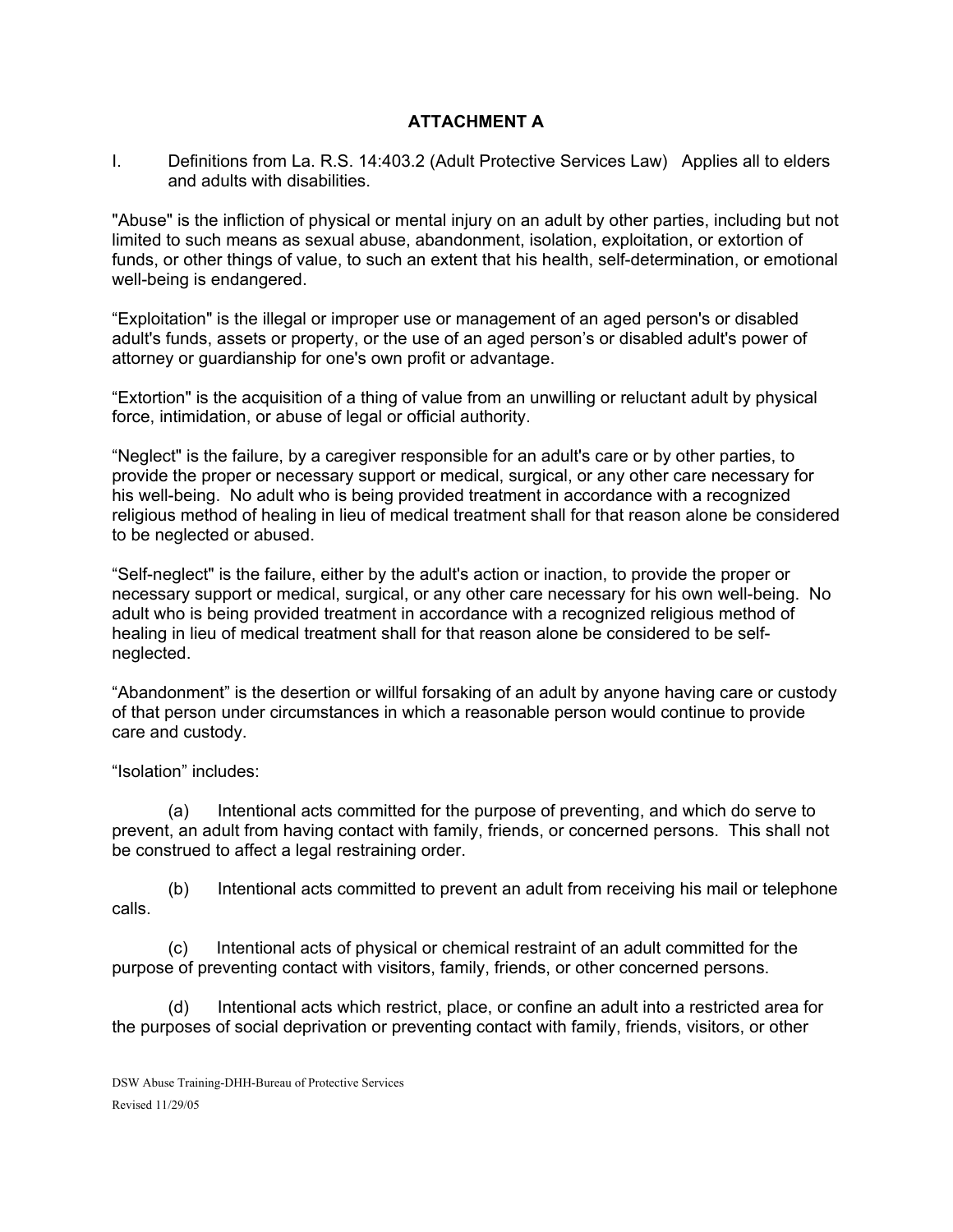# ATTACHMENT A

I. Definitions from La. R.S. 14:403.2 (Adult Protective Services Law) Applies all to elders and adults with disabilities.

"Abuse" is the infliction of physical or mental injury on an adult by other parties, including but not limited to such means as sexual abuse, abandonment, isolation, exploitation, or extortion of funds, or other things of value, to such an extent that his health, self-determination, or emotional well-being is endangered.

"Exploitation" is the illegal or improper use or management of an aged person's or disabled adult's funds, assets or property, or the use of an aged person's or disabled adult's power of attorney or guardianship for one's own profit or advantage.

"Extortion" is the acquisition of a thing of value from an unwilling or reluctant adult by physical force, intimidation, or abuse of legal or official authority.

"Neglect" is the failure, by a caregiver responsible for an adult's care or by other parties, to provide the proper or necessary support or medical, surgical, or any other care necessary for his well-being. No adult who is being provided treatment in accordance with a recognized religious method of healing in lieu of medical treatment shall for that reason alone be considered to be neglected or abused.

"Self-neglect" is the failure, either by the adult's action or inaction, to provide the proper or necessary support or medical, surgical, or any other care necessary for his own well-being. No adult who is being provided treatment in accordance with a recognized religious method of healing in lieu of medical treatment shall for that reason alone be considered to be self-neglected.

"Abandonment" is the desertion or willful forsaking of an adult by anyone having care or custody of that person under circumstances in which a reasonable person would continue to provide care and custody.

"Isolation" includes:

(a) Intentional acts committed for the purpose of preventing, and which do serve to prevent, an adult from having contact with family, friends, or concerned persons. This shall not be construed to affect a legal restraining order.

(b) Intentional acts committed to prevent an adult from receiving his mail or telephone calls.

(c) Intentional acts of physical or chemical restraint of an adult committed for the purpose of preventing contact with visitors, family, friends, or other concerned persons.

(d) Intentional acts which restrict, place, or confine an adult into a restricted area for the purposes of social deprivation or preventing contact with family, friends, visitors, or other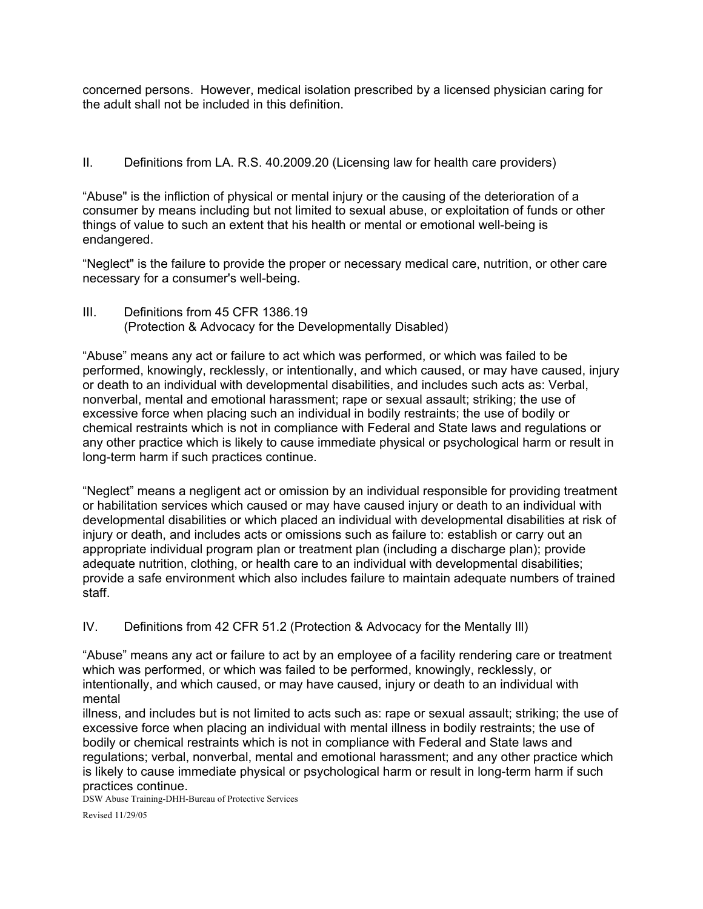concerned persons. However, medical isolation prescribed by a licensed physician caring for the adult shall not be included in this definition.

## II. Definitions from LA. R.S. 40.2009.20 (Licensing law for health care providers)

"Abuse" is the infliction of physical or mental injury or the causing of the deterioration of a consumer by means including but not limited to sexual abuse, or exploitation of funds or other things of value to such an extent that his health or mental or emotional well-being is endangered.

"Neglect" is the failure to provide the proper or necessary medical care, nutrition, or other care necessary for a consumer's well-being.

## III. Definitions from 45 CFR 1386.19 (Protection & Advocacy for the Developmentally Disabled)

"Abuse" means any act or failure to act which was performed, or which was failed to be performed, knowingly, recklessly, or intentionally, and which caused, or may have caused, injury or death to an individual with developmental disabilities, and includes such acts as: Verbal, nonverbal, mental and emotional harassment; rape or sexual assault; striking; the use of excessive force when placing such an individual in bodily restraints; the use of bodily or chemical restraints which is not in compliance with Federal and State laws and regulations or any other practice which is likely to cause immediate physical or psychological harm or result in long-term harm if such practices continue.

"Neglect" means a negligent act or omission by an individual responsible for providing treatment or habilitation services which caused or may have caused injury or death to an individual with developmental disabilities or which placed an individual with developmental disabilities at risk of injury or death, and includes acts or omissions such as failure to: establish or carry out an appropriate individual program plan or treatment plan (including a discharge plan); provide adequate nutrition, clothing, or health care to an individual with developmental disabilities; provide a safe environment which also includes failure to maintain adequate numbers of trained staff.

## IV. Definitions from 42 CFR 51.2 (Protection & Advocacy for the Mentally Ill)

"Abuse" means any act or failure to act by an employee of a facility rendering care or treatment which was performed, or which was failed to be performed, knowingly, recklessly, or intentionally, and which caused, or may have caused, injury or death to an individual with mental illness, and includes but is not limited to acts such as: rape or sexual assault; striking; the use of excessive force when placing an individual with mental illness in bodily restraints; the use of bodily or chemical restraints which is not in compliance with Federal and State laws and regulations; verbal, nonverbal, mental and emotional harassment; and any other practice which is likely to cause immediate physical or psychological harm or result in long-term harm if such practices continue.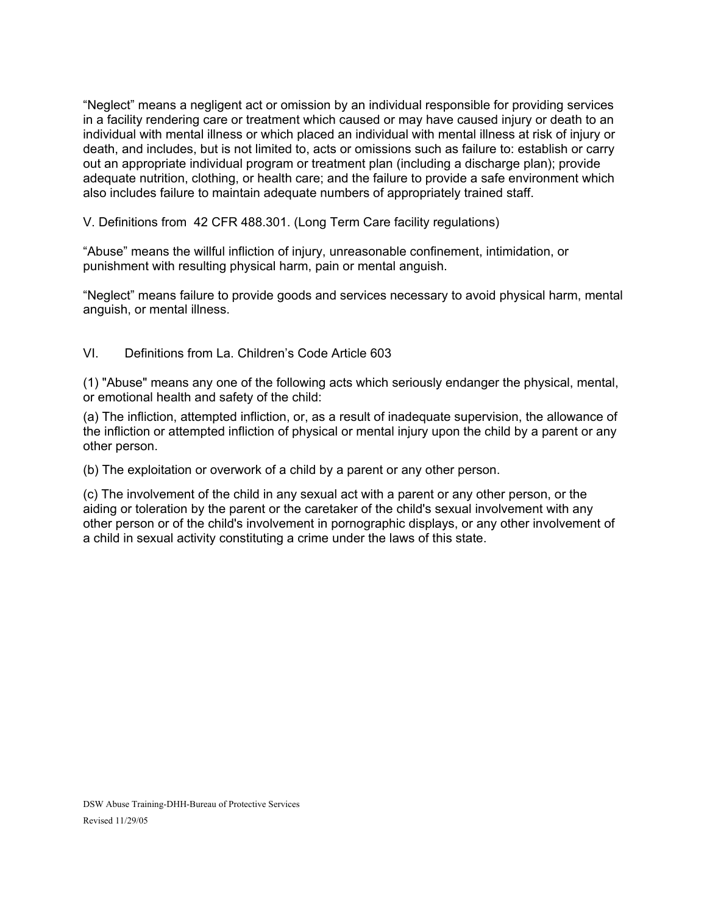“Neglect” means a negligent act or omission by an individual responsible for providing services in a facility rendering care or treatment which caused or may have caused injury or death to an individual with mental illness or which placed an individual with mental illness at risk of injury or death, and includes, but is not limited to, acts or omissions such as failure to: establish or carry out an appropriate individual program or treatment plan (including a discharge plan); provide adequate nutrition, clothing, or health care; and the failure to provide a safe environment which also includes failure to maintain adequate numbers of appropriately trained staff.

V. Definitions from 42 CFR 488.301. (Long Term Care facility regulations)

“Abuse” means the willful infliction of injury, unreasonable confinement, intimidation, or punishment with resulting physical harm, pain or mental anguish.

“Neglect” means failure to provide goods and services necessary to avoid physical harm, mental anguish, or mental illness.

VI. Definitions from La. Children’s Code Article 603

(1) "Abuse" means any one of the following acts which seriously endanger the physical, mental, or emotional health and safety of the child:

(a) The infliction, attempted infliction, or, as a result of inadequate supervision, the allowance of the infliction or attempted infliction of physical or mental injury upon the child by a parent or any other person.

(b) The exploitation or overwork of a child by a parent or any other person.

(c) The involvement of the child in any sexual act with a parent or any other person, or the aiding or toleration by the parent or the caretaker of the child's sexual involvement with any other person or of the child's involvement in pornographic displays, or any other involvement of a child in sexual activity constituting a crime under the laws of this state.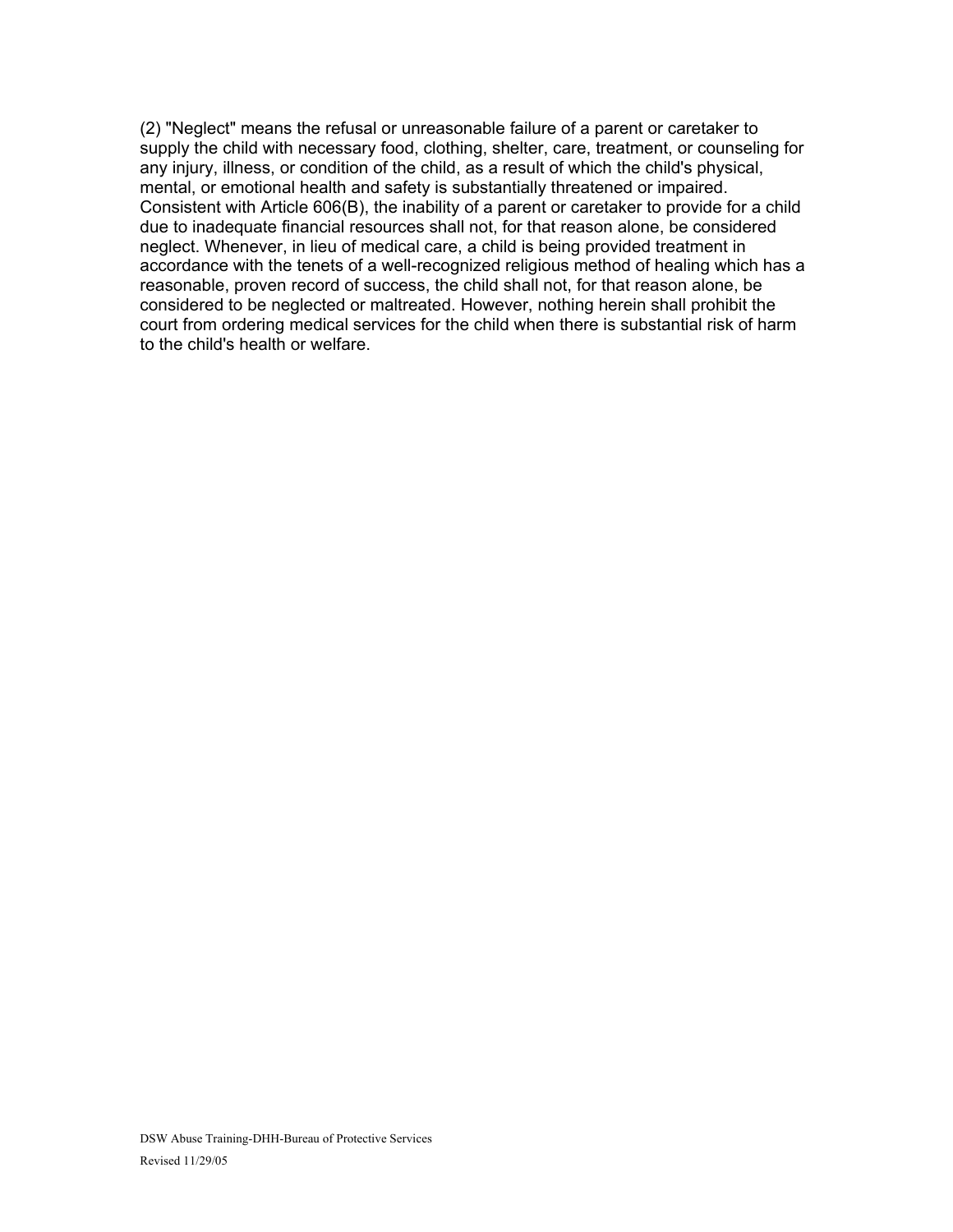(2) "Neglect" means the refusal or unreasonable failure of a parent or caretaker to supply the child with necessary food, clothing, shelter, care, treatment, or counseling for any injury, illness, or condition of the child, as a result of which the child's physical, mental, or emotional health and safety is substantially threatened or impaired. Consistent with Article 606(B), the inability of a parent or caretaker to provide for a child due to inadequate financial resources shall not, for that reason alone, be considered neglect. Whenever, in lieu of medical care, a child is being provided treatment in accordance with the tenets of a well-recognized religious method of healing which has a reasonable, proven record of success, the child shall not, for that reason alone, be considered to be neglected or maltreated. However, nothing herein shall prohibit the court from ordering medical services for the child when there is substantial risk of harm to the child's health or welfare.